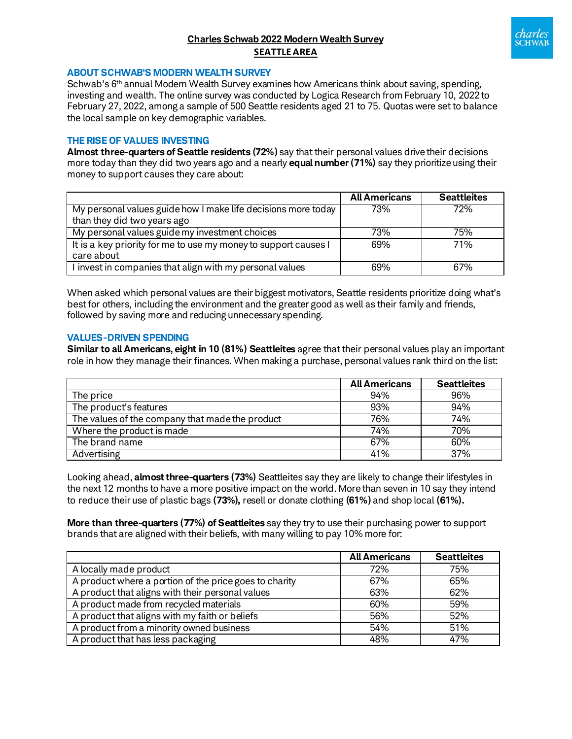# Charles Schwab 2022 Modern Wealth Survey
## SEATTLE AREA

### ABOUT SCHWAB'S MODERN WEALTH SURVEY

Schwab's 6th annual Modern Wealth Survey examines how Americans think about saving, spending, investing and wealth. The online survey was conducted by Logica Research from February 10, 2022 to February 27, 2022, among a sample of 500 Seattle residents aged 21 to 75. Quotas were set to balance the local sample on key demographic variables.

### THE RISE OF VALUES INVESTING

**Almost three-quarters of Seattle residents (72%)** say that their personal values drive their decisions more today than they did two years ago and a nearly **equal number (71%)** say they prioritize using their money to support causes they care about:

| | All Americans | Seattleites |
|---|---|---|
| My personal values guide how I make life decisions more today than they did two years ago | 73% | 72% |
| My personal values guide my investment choices | 73% | 75% |
| It is a key priority for me to use my money to support causes I care about | 69% | 71% |
| I invest in companies that align with my personal values | 69% | 67% |

When asked which personal values are their biggest motivators, Seattle residents prioritize doing what's best for others, including the environment and the greater good as well as their family and friends, followed by saving more and reducing unnecessary spending.

### VALUES-DRIVEN SPENDING

**Similar to all Americans, eight in 10 (81%) Seattleites** agree that their personal values play an important role in how they manage their finances. When making a purchase, personal values rank third on the list:

| | All Americans | Seattleites |
|---|---|---|
| The price | 94% | 96% |
| The product's features | 93% | 94% |
| The values of the company that made the product | 76% | 74% |
| Where the product is made | 74% | 70% |
| The brand name | 67% | 60% |
| Advertising | 41% | 37% |

Looking ahead, **almost three-quarters (73%)** Seattleites say they are likely to change their lifestyles in the next 12 months to have a more positive impact on the world. More than seven in 10 say they intend to reduce their use of plastic bags **(73%),** resell or donate clothing **(61%)** and shop local **(61%).**

**More than three-quarters (77%) of Seattleites** say they try to use their purchasing power to support brands that are aligned with their beliefs, with many willing to pay 10% more for:

| | All Americans | Seattleites |
|---|---|---|
| A locally made product | 72% | 75% |
| A product where a portion of the price goes to charity | 67% | 65% |
| A product that aligns with their personal values | 63% | 62% |
| A product made from recycled materials | 60% | 59% |
| A product that aligns with my faith or beliefs | 56% | 52% |
| A product from a minority owned business | 54% | 51% |
| A product that has less packaging | 48% | 47% |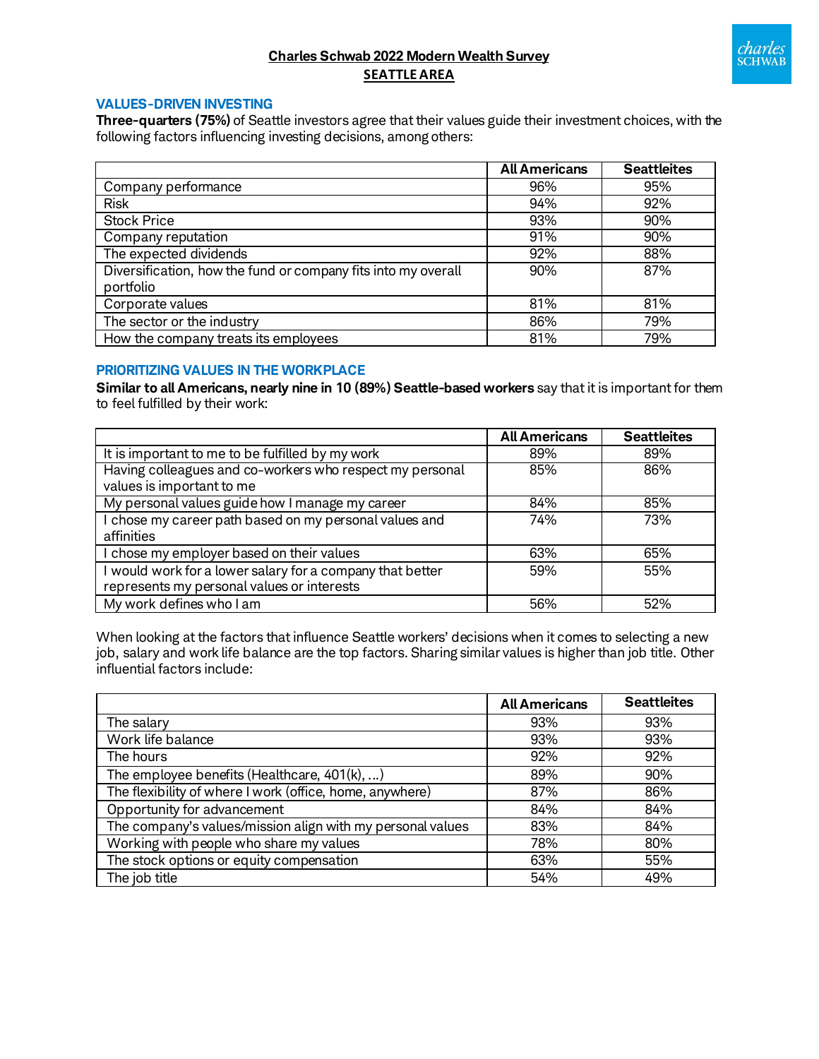**Charles Schwab 2022 Modern Wealth Survey**

**SEATTLE AREA**

## VALUES-DRIVEN INVESTING

**Three-quarters (75%)** of Seattle investors agree that their values guide their investment choices, with the following factors influencing investing decisions, among others:

| | All Americans | Seattleites |
|---|---|---|
| Company performance | 96% | 95% |
| Risk | 94% | 92% |
| Stock Price | 93% | 90% |
| Company reputation | 91% | 90% |
| The expected dividends | 92% | 88% |
| Diversification, how the fund or company fits into my overall portfolio | 90% | 87% |
| Corporate values | 81% | 81% |
| The sector or the industry | 86% | 79% |
| How the company treats its employees | 81% | 79% |

## PRIORITIZING VALUES IN THE WORKPLACE

**Similar to all Americans, nearly nine in 10 (89%) Seattle-based workers** say that it is important for them to feel fulfilled by their work:

| | All Americans | Seattleites |
|---|---|---|
| It is important to me to be fulfilled by my work | 89% | 89% |
| Having colleagues and co-workers who respect my personal values is important to me | 85% | 86% |
| My personal values guide how I manage my career | 84% | 85% |
| I chose my career path based on my personal values and affinities | 74% | 73% |
| I chose my employer based on their values | 63% | 65% |
| I would work for a lower salary for a company that better represents my personal values or interests | 59% | 55% |
| My work defines who I am | 56% | 52% |

When looking at the factors that influence Seattle workers' decisions when it comes to selecting a new job, salary and work life balance are the top factors. Sharing similar values is higher than job title. Other influential factors include:

| | All Americans | Seattleites |
|---|---|---|
| The salary | 93% | 93% |
| Work life balance | 93% | 93% |
| The hours | 92% | 92% |
| The employee benefits (Healthcare, 401(k), ...) | 89% | 90% |
| The flexibility of where I work (office, home, anywhere) | 87% | 86% |
| Opportunity for advancement | 84% | 84% |
| The company's values/mission align with my personal values | 83% | 84% |
| Working with people who share my values | 78% | 80% |
| The stock options or equity compensation | 63% | 55% |
| The job title | 54% | 49% |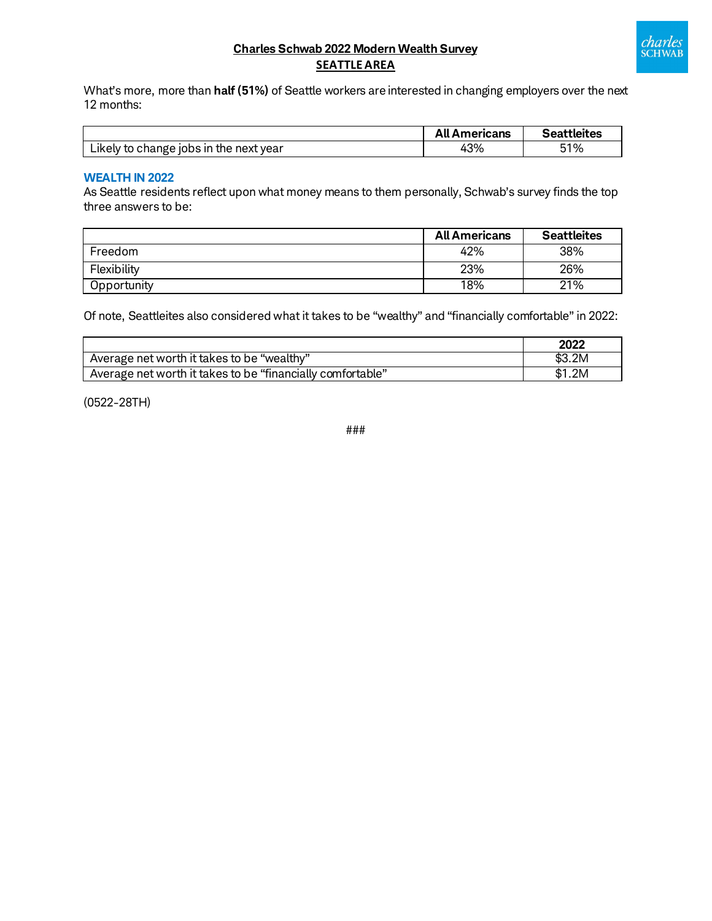What's more, more than **half (51%)** of Seattle workers are interested in changing employers over the next 12 months:

| | All Americans | Seattleites |
|---|---|---|
| Likely to change jobs in the next year | 43% | 51% |

## WEALTH IN 2022

As Seattle residents reflect upon what money means to them personally, Schwab's survey finds the top three answers to be:

| | All Americans | Seattleites |
|---|---|---|
| Freedom | 42% | 38% |
| Flexibility | 23% | 26% |
| Opportunity | 18% | 21% |

Of note, Seattleites also considered what it takes to be "wealthy" and "financially comfortable" in 2022:

| | 2022 |
|---|---|
| Average net worth it takes to be "wealthy" | $3.2M |
| Average net worth it takes to be "financially comfortable" | $1.2M |

(0522-28TH)

###